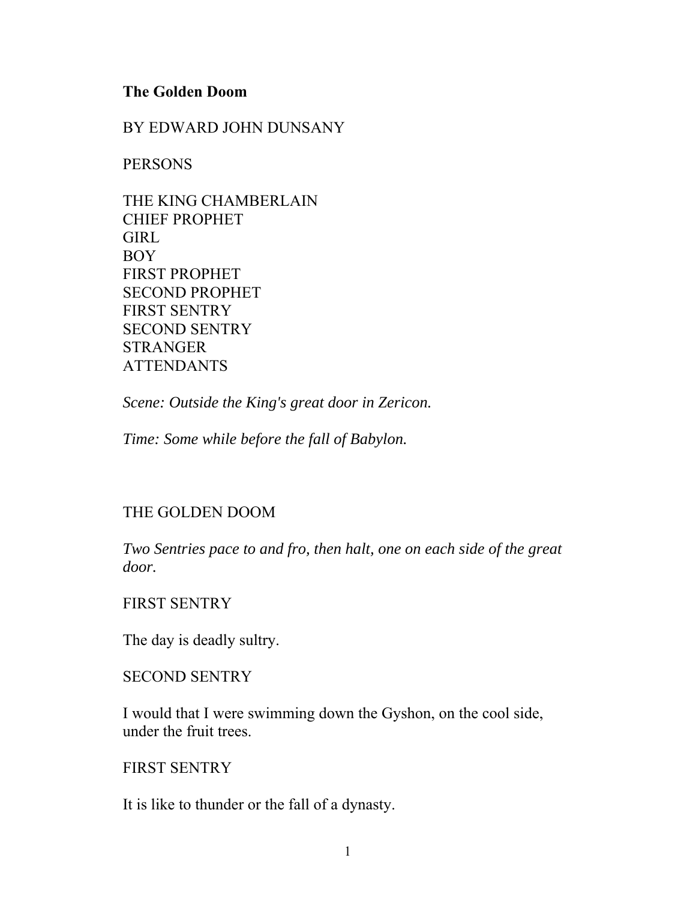**The Golden Doom**

BY EDWARD JOHN DUNSANY

PERSONS

THE KING CHAMBERLAIN
CHIEF PROPHET
GIRL
BOY
FIRST PROPHET
SECOND PROPHET
FIRST SENTRY
SECOND SENTRY
STRANGER
ATTENDANTS

*Scene: Outside the King's great door in Zericon.*

*Time: Some while before the fall of Babylon.*

THE GOLDEN DOOM

*Two Sentries pace to and fro, then halt, one on each side of the great door.*

FIRST SENTRY

The day is deadly sultry.

SECOND SENTRY

I would that I were swimming down the Gyshon, on the cool side, under the fruit trees.

FIRST SENTRY

It is like to thunder or the fall of a dynasty.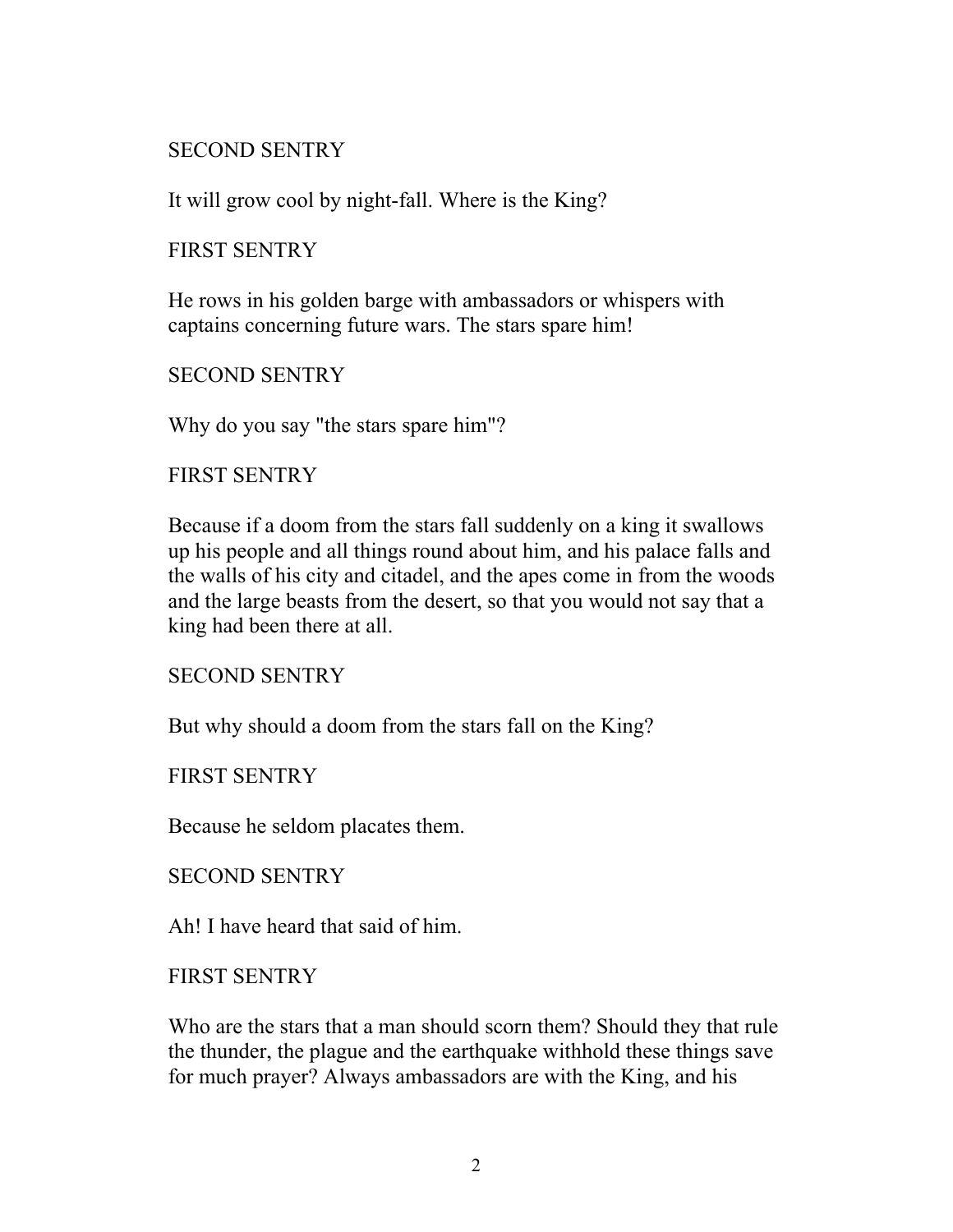SECOND SENTRY

It will grow cool by night-fall. Where is the King?

FIRST SENTRY

He rows in his golden barge with ambassadors or whispers with captains concerning future wars. The stars spare him!

SECOND SENTRY

Why do you say "the stars spare him"?

FIRST SENTRY

Because if a doom from the stars fall suddenly on a king it swallows up his people and all things round about him, and his palace falls and the walls of his city and citadel, and the apes come in from the woods and the large beasts from the desert, so that you would not say that a king had been there at all.

SECOND SENTRY

But why should a doom from the stars fall on the King?

FIRST SENTRY

Because he seldom placates them.

SECOND SENTRY

Ah! I have heard that said of him.

FIRST SENTRY

Who are the stars that a man should scorn them? Should they that rule the thunder, the plague and the earthquake withhold these things save for much prayer? Always ambassadors are with the King, and his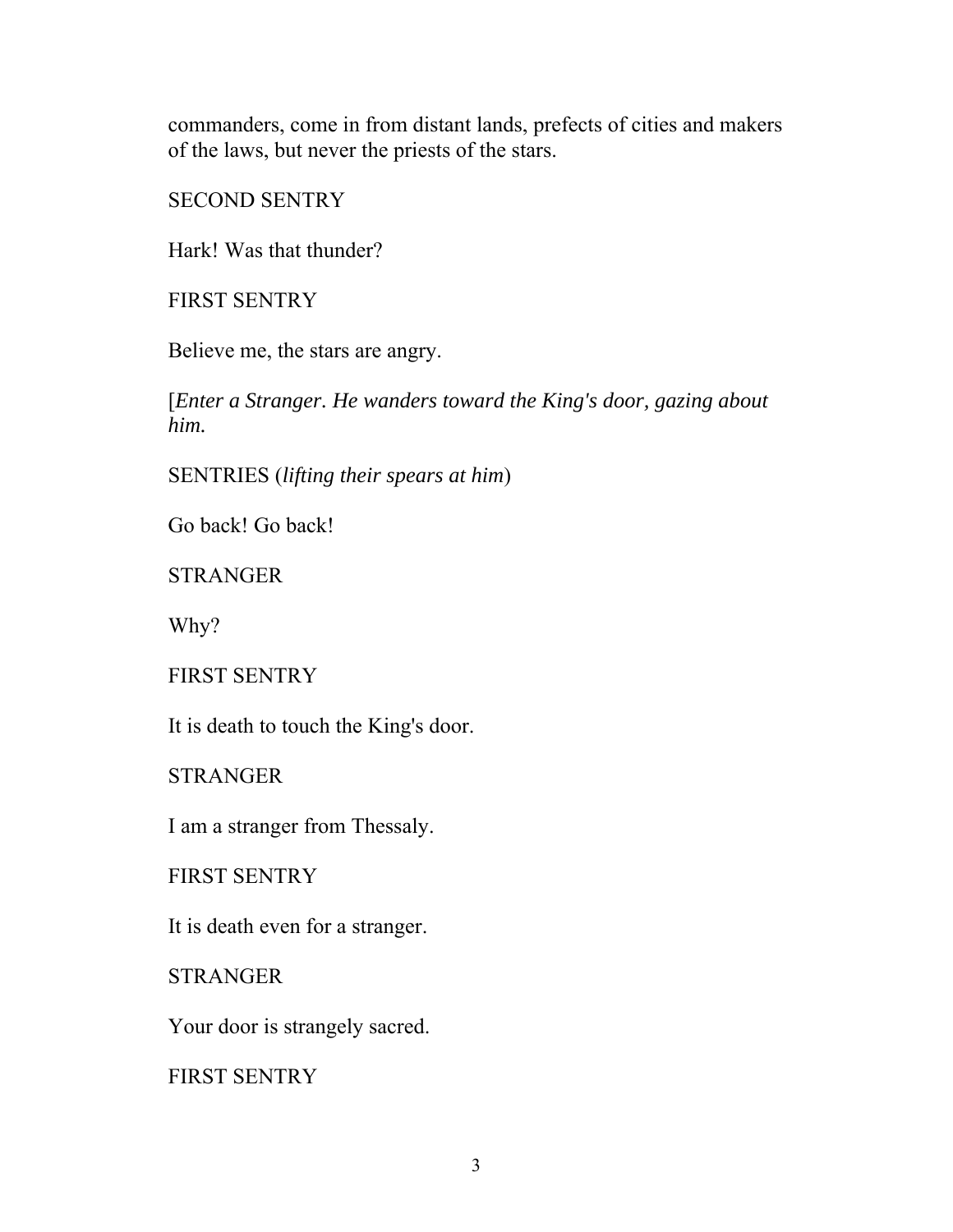commanders, come in from distant lands, prefects of cities and makers of the laws, but never the priests of the stars.

SECOND SENTRY

Hark! Was that thunder?

FIRST SENTRY

Believe me, the stars are angry.

[*Enter a Stranger. He wanders toward the King's door, gazing about him.*

SENTRIES (*lifting their spears at him*)

Go back! Go back!

STRANGER

Why?

FIRST SENTRY

It is death to touch the King's door.

STRANGER

I am a stranger from Thessaly.

FIRST SENTRY

It is death even for a stranger.

STRANGER

Your door is strangely sacred.

FIRST SENTRY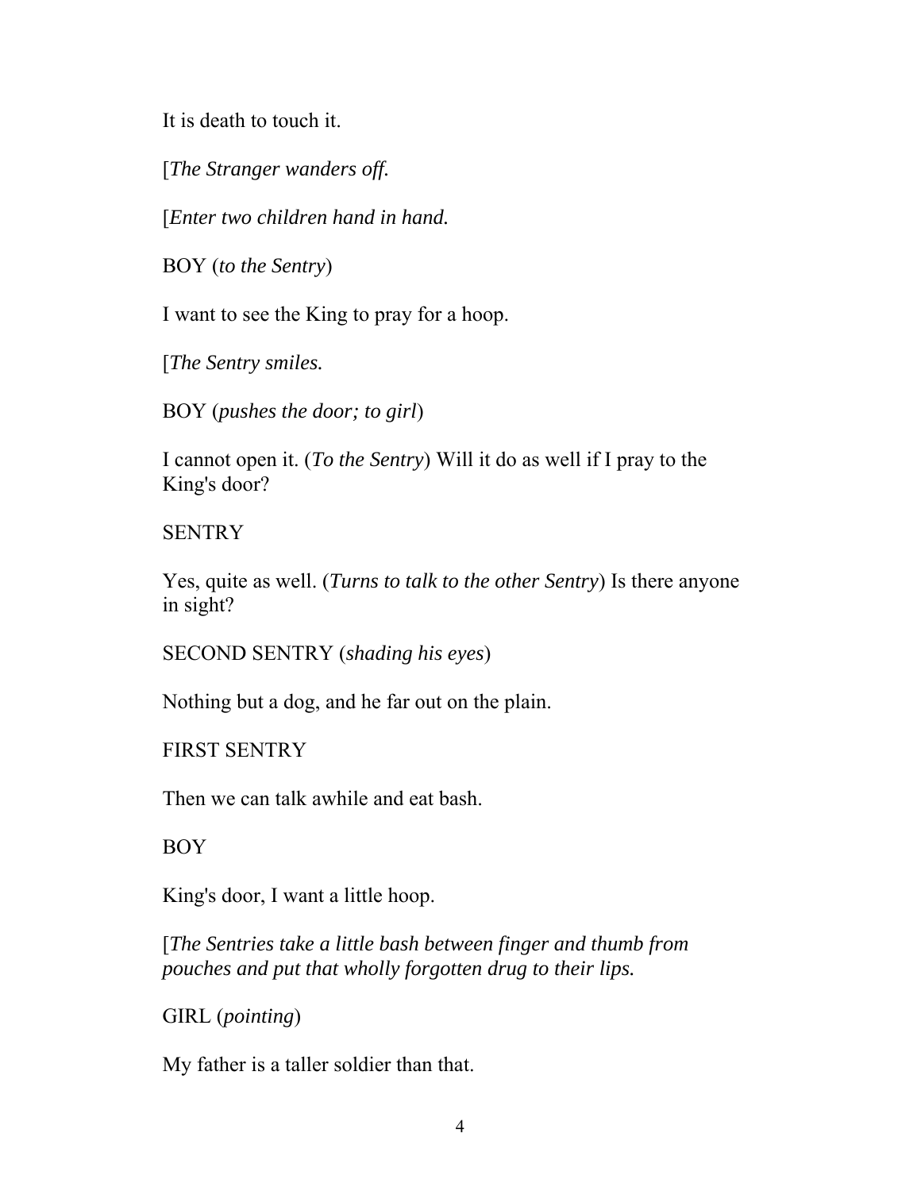It is death to touch it.

[*The Stranger wanders off.*

[*Enter two children hand in hand.*

BOY (*to the Sentry*)

I want to see the King to pray for a hoop.

[*The Sentry smiles.*

BOY (*pushes the door; to girl*)

I cannot open it. (*To the Sentry*) Will it do as well if I pray to the King's door?

SENTRY

Yes, quite as well. (*Turns to talk to the other Sentry*) Is there anyone in sight?

SECOND SENTRY (*shading his eyes*)

Nothing but a dog, and he far out on the plain.

FIRST SENTRY

Then we can talk awhile and eat bash.

BOY

King's door, I want a little hoop.

[*The Sentries take a little bash between finger and thumb from pouches and put that wholly forgotten drug to their lips.*

GIRL (*pointing*)

My father is a taller soldier than that.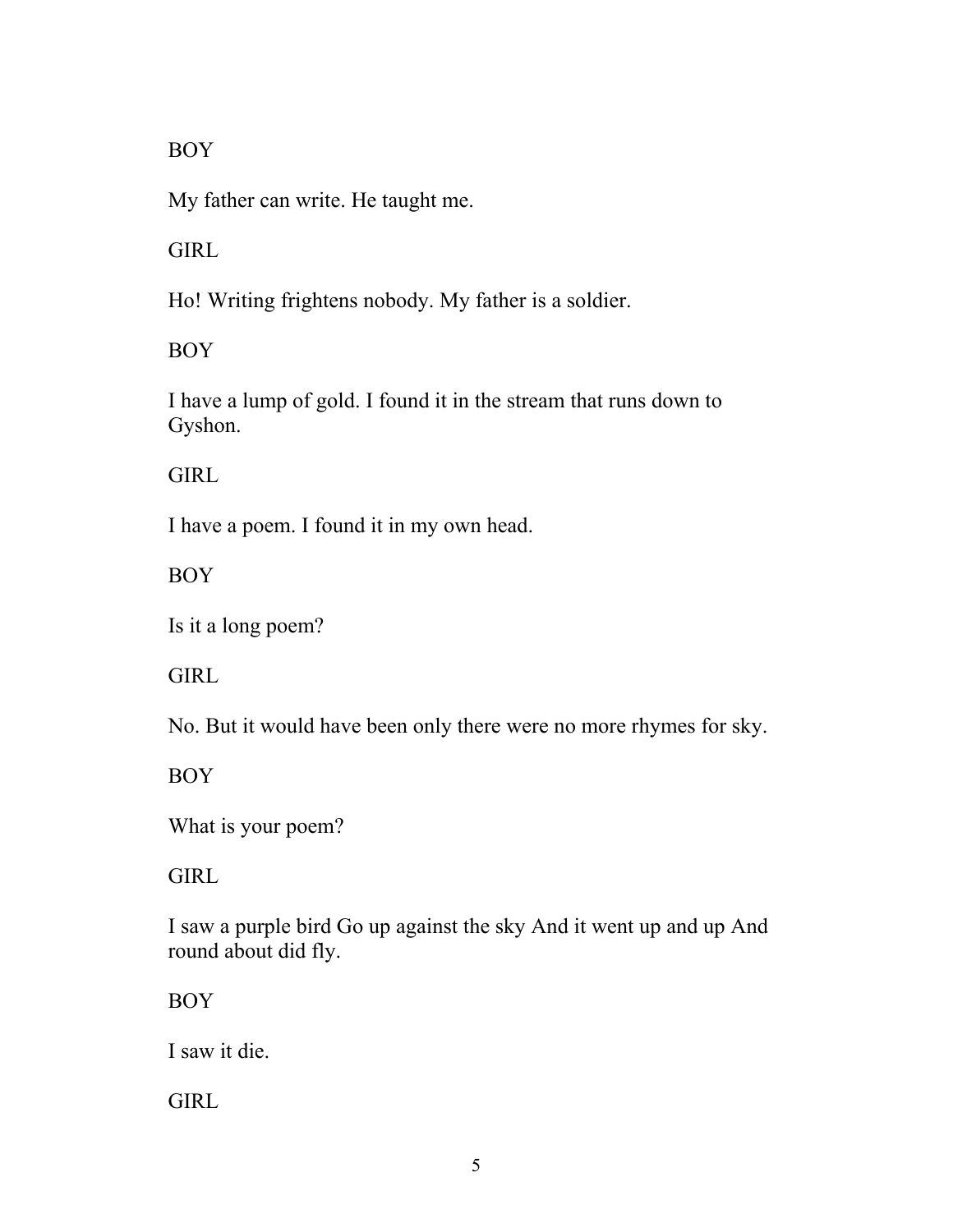BOY

My father can write. He taught me.

GIRL

Ho! Writing frightens nobody. My father is a soldier.

BOY

I have a lump of gold. I found it in the stream that runs down to Gyshon.

GIRL

I have a poem. I found it in my own head.

BOY

Is it a long poem?

GIRL

No. But it would have been only there were no more rhymes for sky.

BOY

What is your poem?

GIRL

I saw a purple bird Go up against the sky And it went up and up And round about did fly.

BOY

I saw it die.

GIRL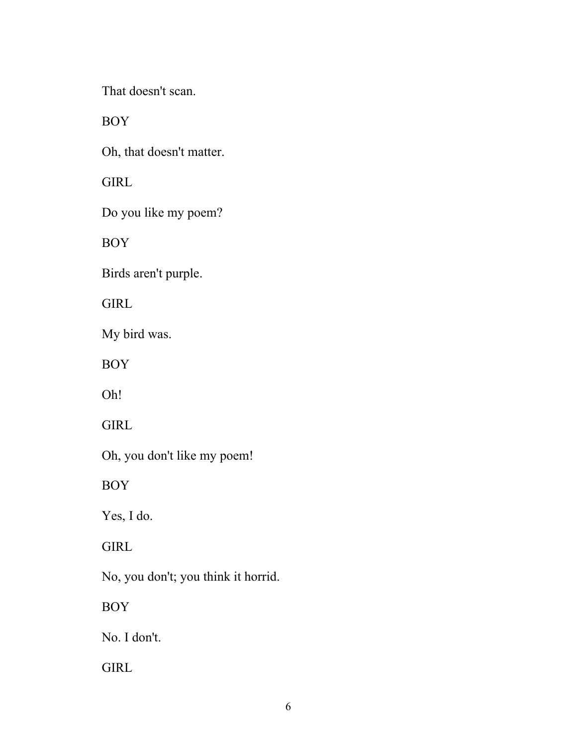That doesn't scan.

BOY

Oh, that doesn't matter.

GIRL

Do you like my poem?

BOY

Birds aren't purple.

GIRL

My bird was.

BOY

Oh!

GIRL

Oh, you don't like my poem!

BOY

Yes, I do.

GIRL

No, you don't; you think it horrid.

BOY

No. I don't.

GIRL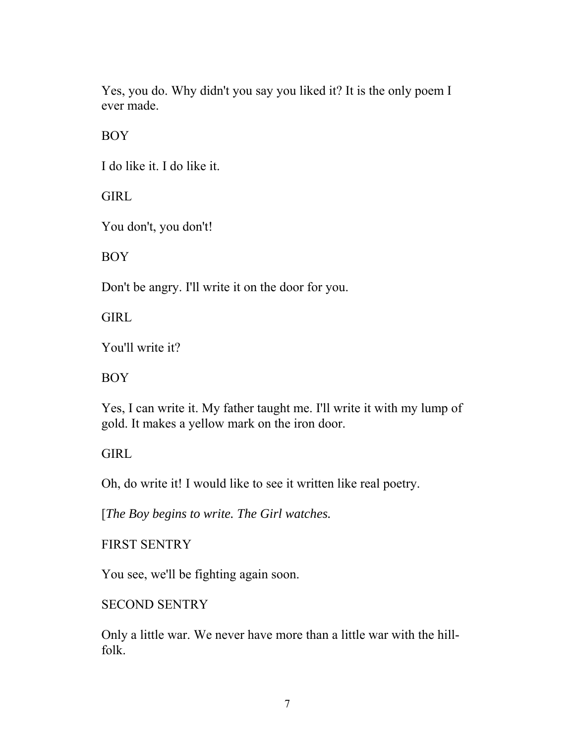Yes, you do. Why didn't you say you liked it? It is the only poem I ever made.

BOY

I do like it. I do like it.

GIRL

You don't, you don't!

BOY

Don't be angry. I'll write it on the door for you.

GIRL

You'll write it?

BOY

Yes, I can write it. My father taught me. I'll write it with my lump of gold. It makes a yellow mark on the iron door.

GIRL

Oh, do write it! I would like to see it written like real poetry.

[*The Boy begins to write. The Girl watches.*

FIRST SENTRY

You see, we'll be fighting again soon.

SECOND SENTRY

Only a little war. We never have more than a little war with the hill-folk.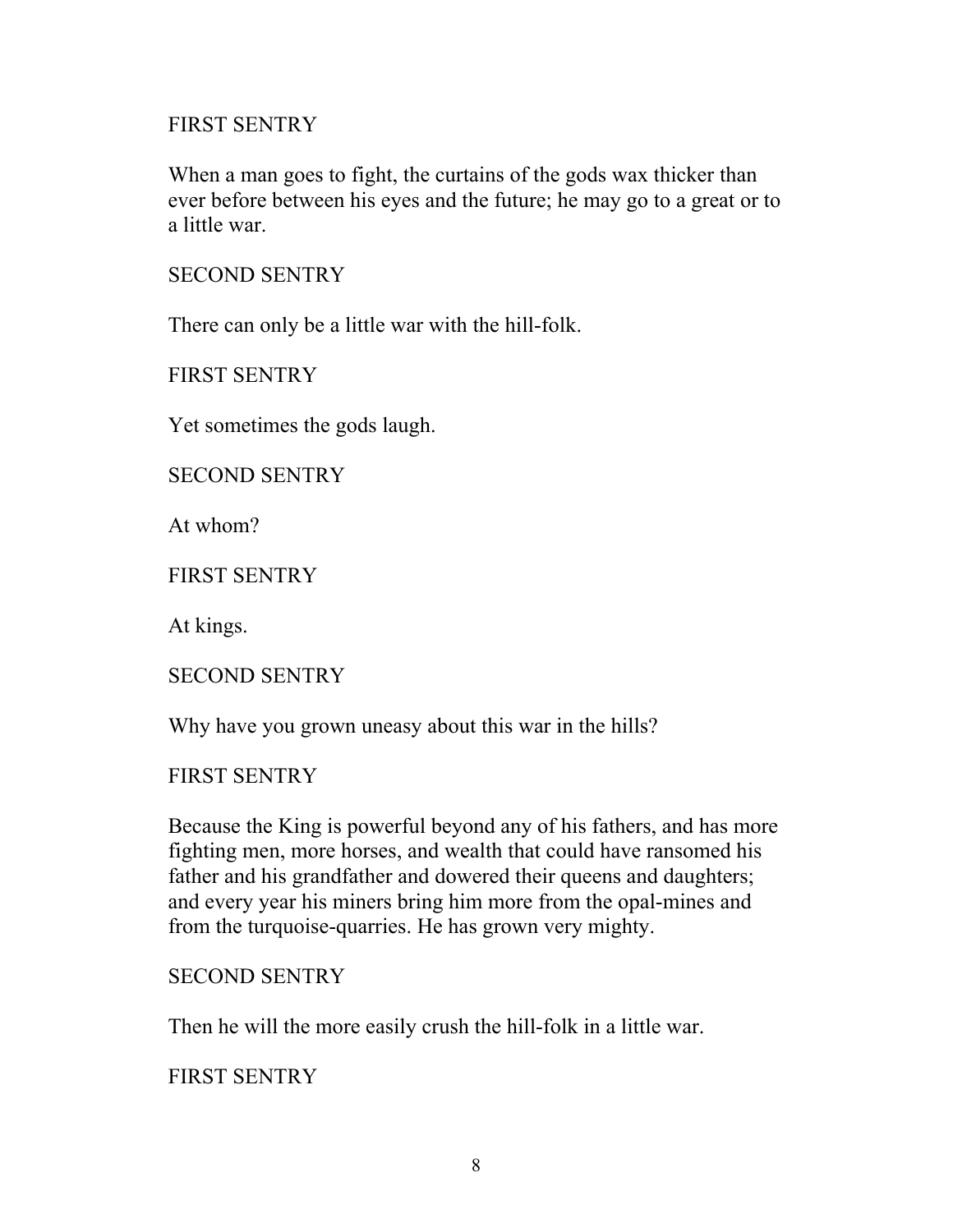FIRST SENTRY

When a man goes to fight, the curtains of the gods wax thicker than ever before between his eyes and the future; he may go to a great or to a little war.

SECOND SENTRY

There can only be a little war with the hill-folk.

FIRST SENTRY

Yet sometimes the gods laugh.

SECOND SENTRY

At whom?

FIRST SENTRY

At kings.

SECOND SENTRY

Why have you grown uneasy about this war in the hills?

FIRST SENTRY

Because the King is powerful beyond any of his fathers, and has more fighting men, more horses, and wealth that could have ransomed his father and his grandfather and dowered their queens and daughters; and every year his miners bring him more from the opal-mines and from the turquoise-quarries. He has grown very mighty.

SECOND SENTRY

Then he will the more easily crush the hill-folk in a little war.

FIRST SENTRY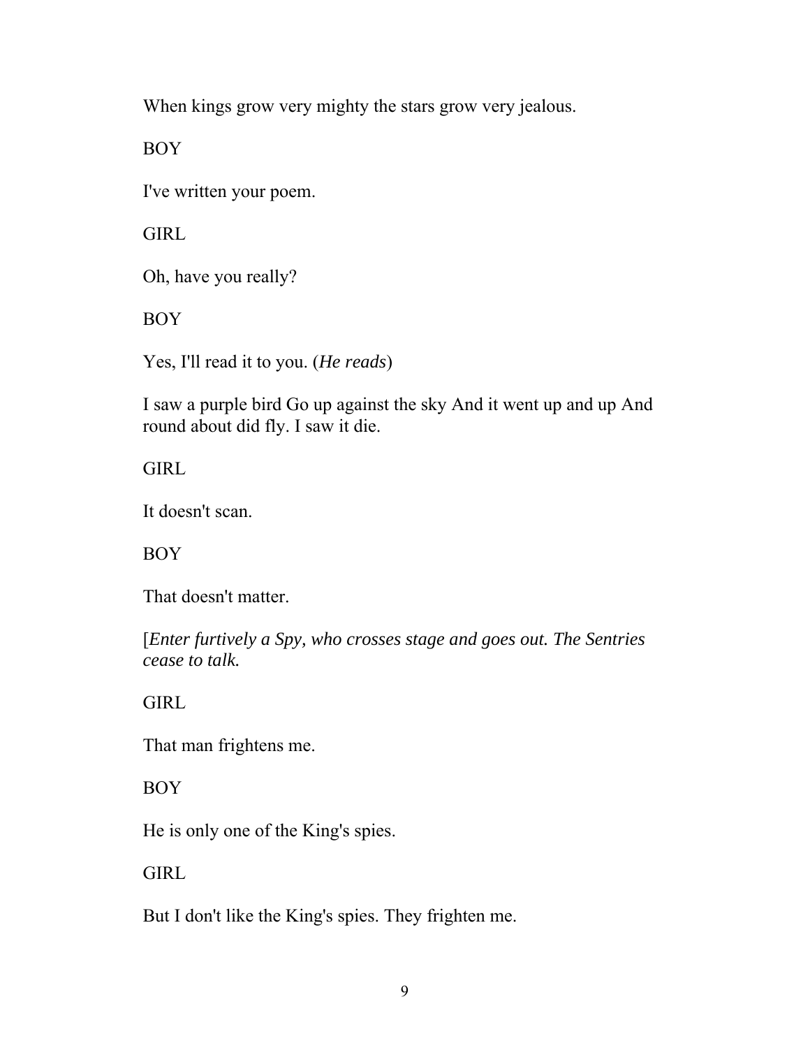When kings grow very mighty the stars grow very jealous.

BOY

I've written your poem.

GIRL

Oh, have you really?

BOY

Yes, I'll read it to you. (*He reads*)

I saw a purple bird Go up against the sky And it went up and up And round about did fly. I saw it die.

GIRL

It doesn't scan.

BOY

That doesn't matter.

[*Enter furtively a Spy, who crosses stage and goes out. The Sentries cease to talk.*

GIRL

That man frightens me.

BOY

He is only one of the King's spies.

GIRL

But I don't like the King's spies. They frighten me.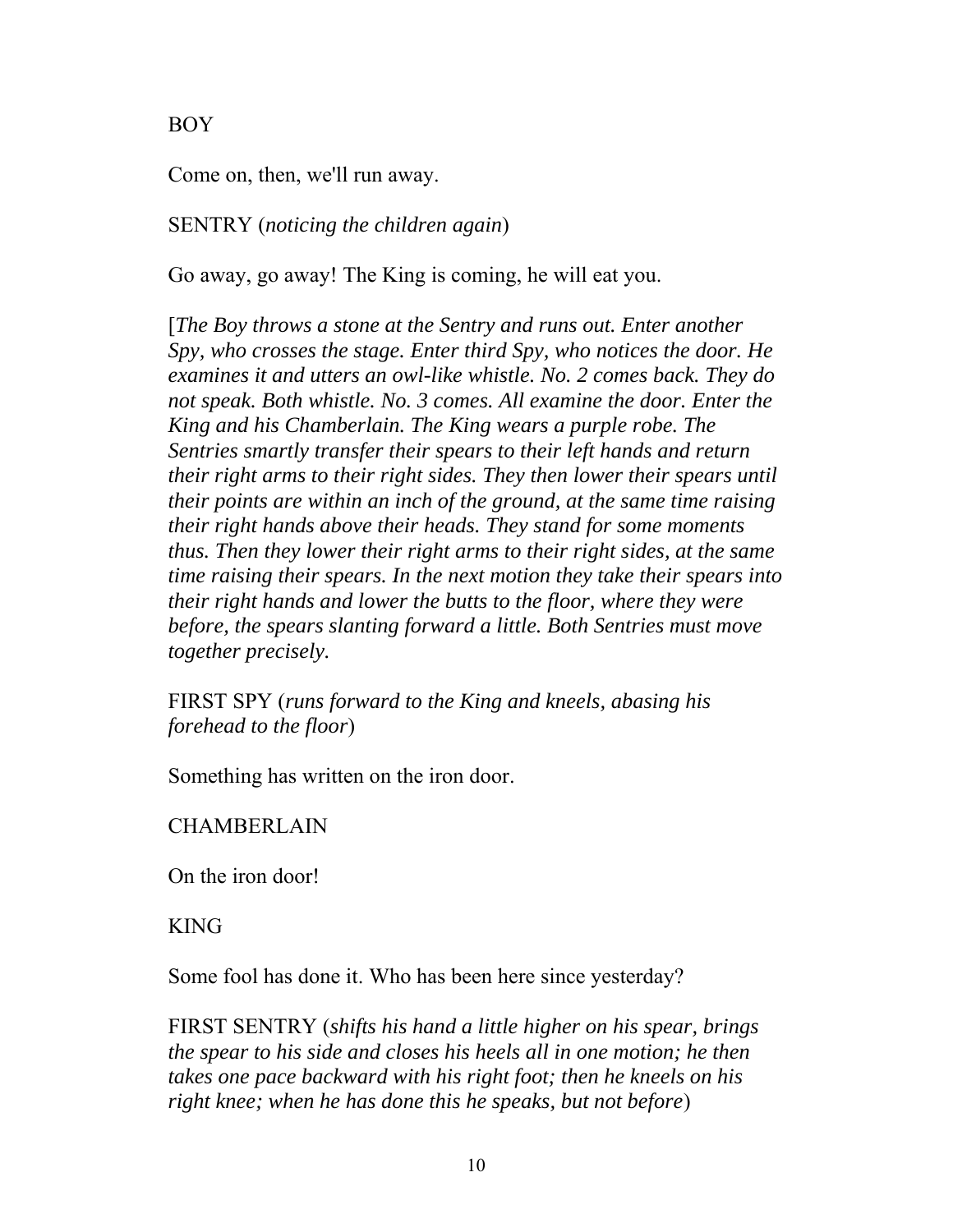BOY

Come on, then, we'll run away.

SENTRY (*noticing the children again*)

Go away, go away! The King is coming, he will eat you.

[*The Boy throws a stone at the Sentry and runs out. Enter another Spy, who crosses the stage. Enter third Spy, who notices the door. He examines it and utters an owl-like whistle. No. 2 comes back. They do not speak. Both whistle. No. 3 comes. All examine the door. Enter the King and his Chamberlain. The King wears a purple robe. The Sentries smartly transfer their spears to their left hands and return their right arms to their right sides. They then lower their spears until their points are within an inch of the ground, at the same time raising their right hands above their heads. They stand for some moments thus. Then they lower their right arms to their right sides, at the same time raising their spears. In the next motion they take their spears into their right hands and lower the butts to the floor, where they were before, the spears slanting forward a little. Both Sentries must move together precisely.*

FIRST SPY (*runs forward to the King and kneels, abasing his forehead to the floor*)

Something has written on the iron door.

CHAMBERLAIN

On the iron door!

KING

Some fool has done it. Who has been here since yesterday?

FIRST SENTRY (*shifts his hand a little higher on his spear, brings the spear to his side and closes his heels all in one motion; he then takes one pace backward with his right foot; then he kneels on his right knee; when he has done this he speaks, but not before*)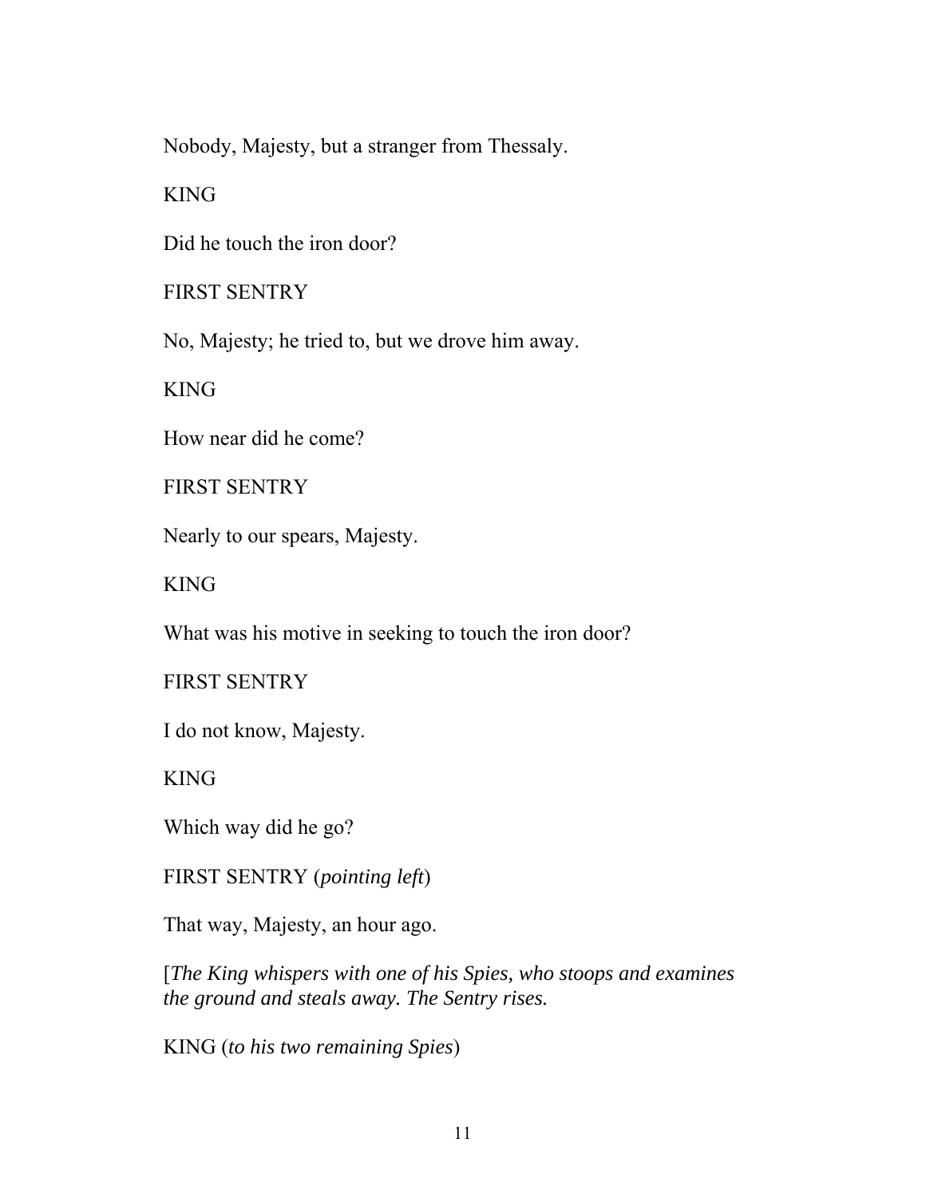Nobody, Majesty, but a stranger from Thessaly.

KING

Did he touch the iron door?

FIRST SENTRY

No, Majesty; he tried to, but we drove him away.

KING

How near did he come?

FIRST SENTRY

Nearly to our spears, Majesty.

KING

What was his motive in seeking to touch the iron door?

FIRST SENTRY

I do not know, Majesty.

KING

Which way did he go?

FIRST SENTRY (*pointing left*)

That way, Majesty, an hour ago.

[*The King whispers with one of his Spies, who stoops and examines the ground and steals away. The Sentry rises.*

KING (*to his two remaining Spies*)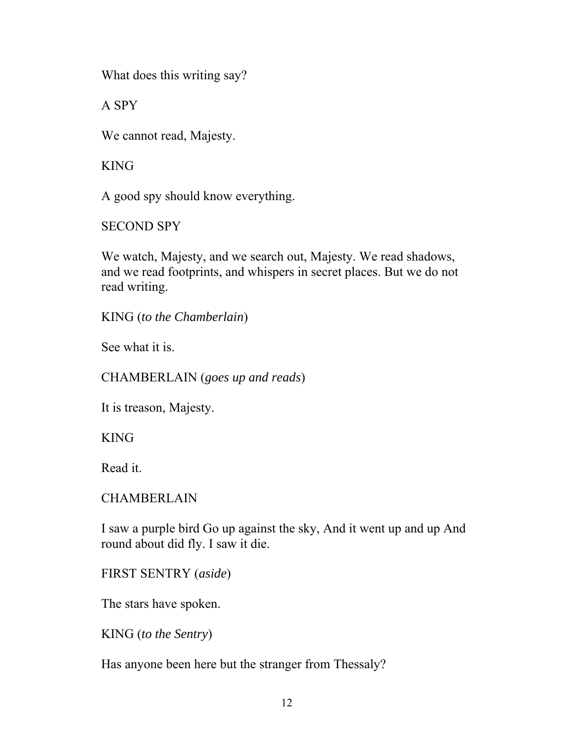What does this writing say?

A SPY

We cannot read, Majesty.

KING

A good spy should know everything.

SECOND SPY

We watch, Majesty, and we search out, Majesty. We read shadows, and we read footprints, and whispers in secret places. But we do not read writing.

KING (*to the Chamberlain*)

See what it is.

CHAMBERLAIN (*goes up and reads*)

It is treason, Majesty.

KING

Read it.

CHAMBERLAIN

I saw a purple bird Go up against the sky, And it went up and up And round about did fly. I saw it die.

FIRST SENTRY (*aside*)

The stars have spoken.

KING (*to the Sentry*)

Has anyone been here but the stranger from Thessaly?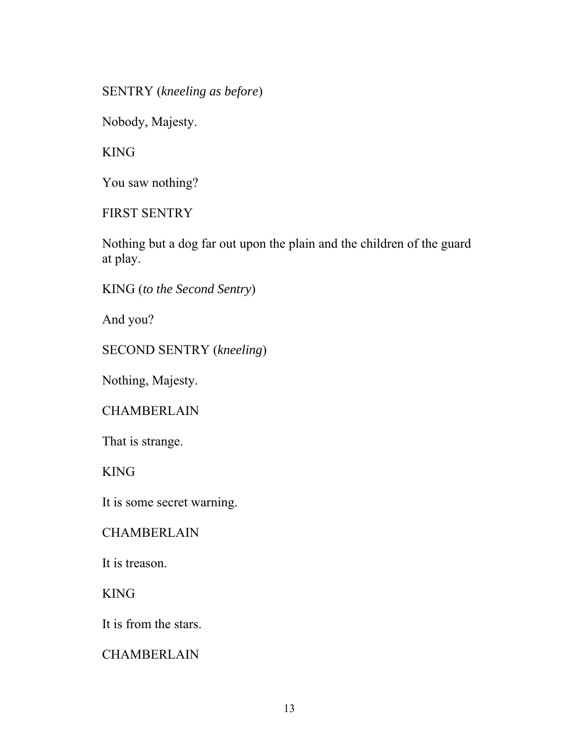SENTRY (*kneeling as before*)

Nobody, Majesty.

KING

You saw nothing?

FIRST SENTRY

Nothing but a dog far out upon the plain and the children of the guard at play.

KING (*to the Second Sentry*)

And you?

SECOND SENTRY (*kneeling*)

Nothing, Majesty.

CHAMBERLAIN

That is strange.

KING

It is some secret warning.

CHAMBERLAIN

It is treason.

KING

It is from the stars.

CHAMBERLAIN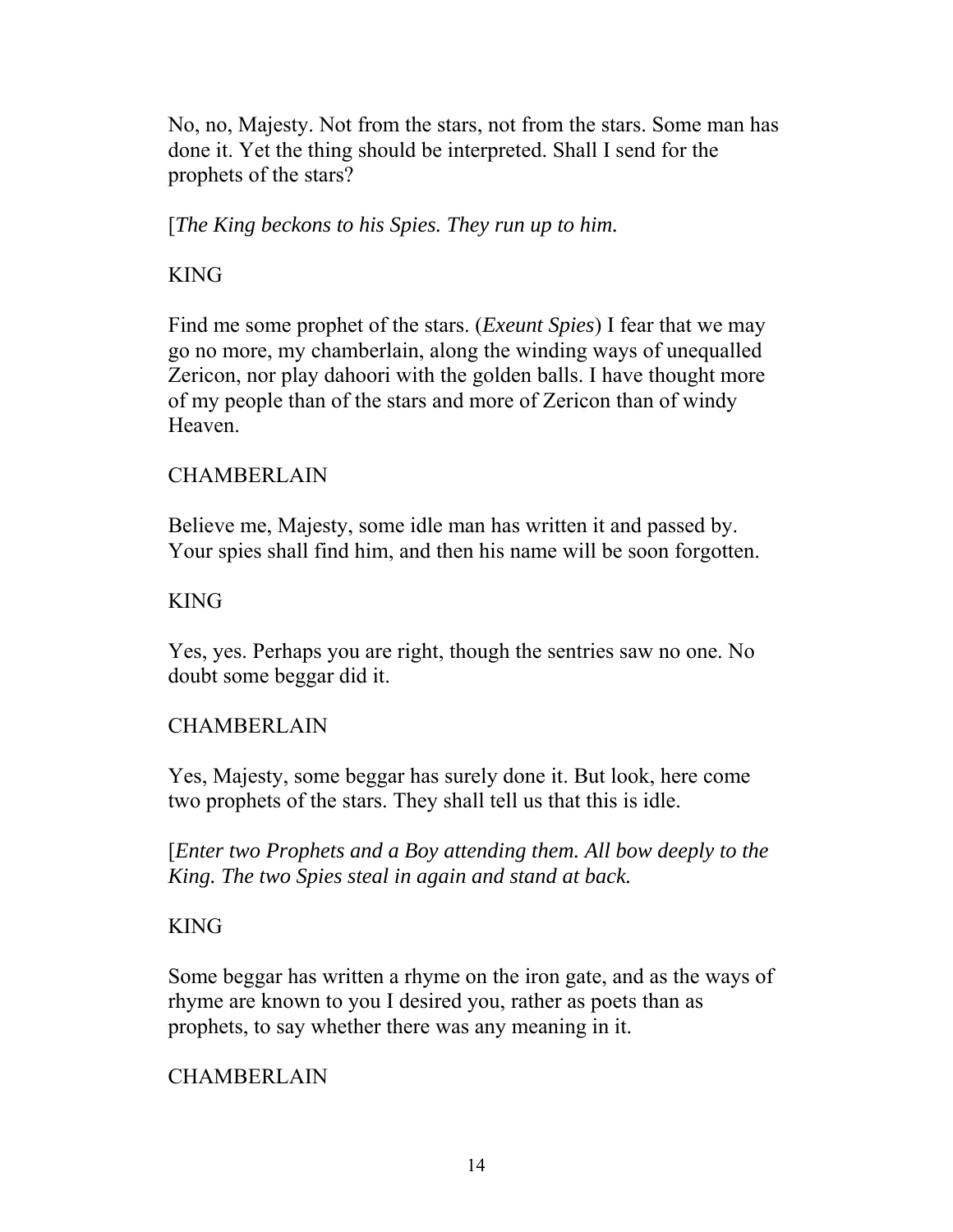No, no, Majesty. Not from the stars, not from the stars. Some man has done it. Yet the thing should be interpreted. Shall I send for the prophets of the stars?

[*The King beckons to his Spies. They run up to him.*

KING

Find me some prophet of the stars. (*Exeunt Spies*) I fear that we may go no more, my chamberlain, along the winding ways of unequalled Zericon, nor play dahoori with the golden balls. I have thought more of my people than of the stars and more of Zericon than of windy Heaven.

CHAMBERLAIN

Believe me, Majesty, some idle man has written it and passed by. Your spies shall find him, and then his name will be soon forgotten.

KING

Yes, yes. Perhaps you are right, though the sentries saw no one. No doubt some beggar did it.

CHAMBERLAIN

Yes, Majesty, some beggar has surely done it. But look, here come two prophets of the stars. They shall tell us that this is idle.

[*Enter two Prophets and a Boy attending them. All bow deeply to the King. The two Spies steal in again and stand at back.*

KING

Some beggar has written a rhyme on the iron gate, and as the ways of rhyme are known to you I desired you, rather as poets than as prophets, to say whether there was any meaning in it.

CHAMBERLAIN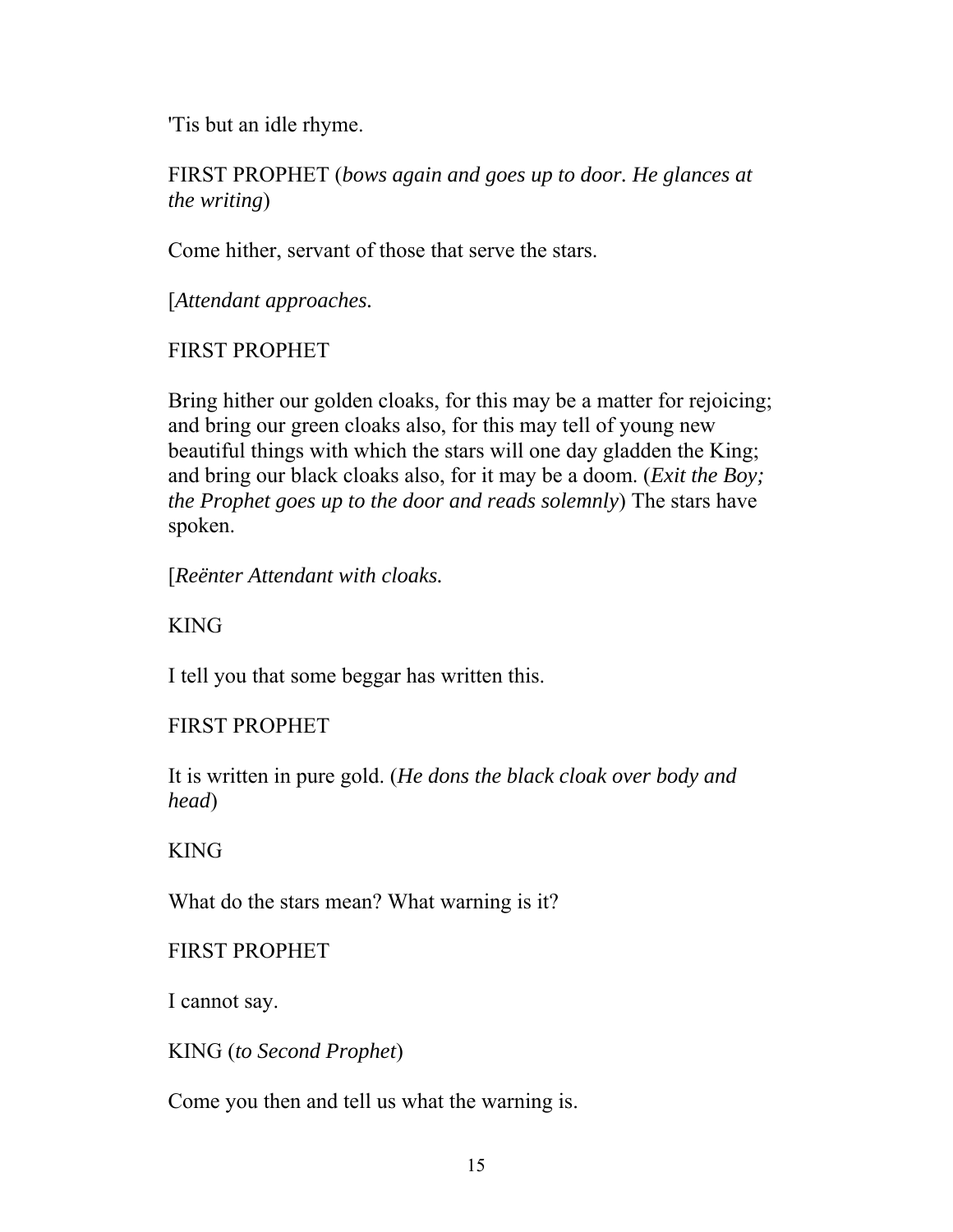'Tis but an idle rhyme.

FIRST PROPHET (*bows again and goes up to door. He glances at the writing*)

Come hither, servant of those that serve the stars.

[*Attendant approaches.*

FIRST PROPHET

Bring hither our golden cloaks, for this may be a matter for rejoicing; and bring our green cloaks also, for this may tell of young new beautiful things with which the stars will one day gladden the King; and bring our black cloaks also, for it may be a doom. (*Exit the Boy; the Prophet goes up to the door and reads solemnly*) The stars have spoken.

[*Reënter Attendant with cloaks.*

KING

I tell you that some beggar has written this.

FIRST PROPHET

It is written in pure gold. (*He dons the black cloak over body and head*)

KING

What do the stars mean? What warning is it?

FIRST PROPHET

I cannot say.

KING (*to Second Prophet*)

Come you then and tell us what the warning is.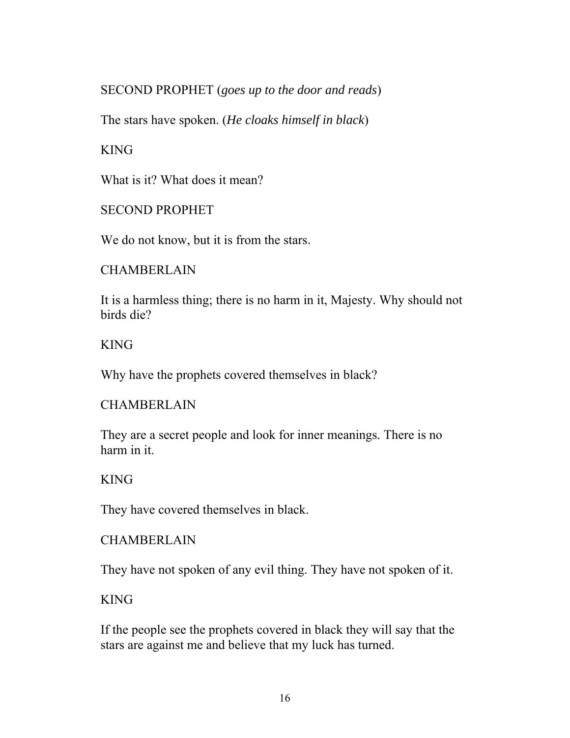SECOND PROPHET (*goes up to the door and reads*)

The stars have spoken. (*He cloaks himself in black*)

KING

What is it? What does it mean?

SECOND PROPHET

We do not know, but it is from the stars.

CHAMBERLAIN

It is a harmless thing; there is no harm in it, Majesty. Why should not birds die?

KING

Why have the prophets covered themselves in black?

CHAMBERLAIN

They are a secret people and look for inner meanings. There is no harm in it.

KING

They have covered themselves in black.

CHAMBERLAIN

They have not spoken of any evil thing. They have not spoken of it.

KING

If the people see the prophets covered in black they will say that the stars are against me and believe that my luck has turned.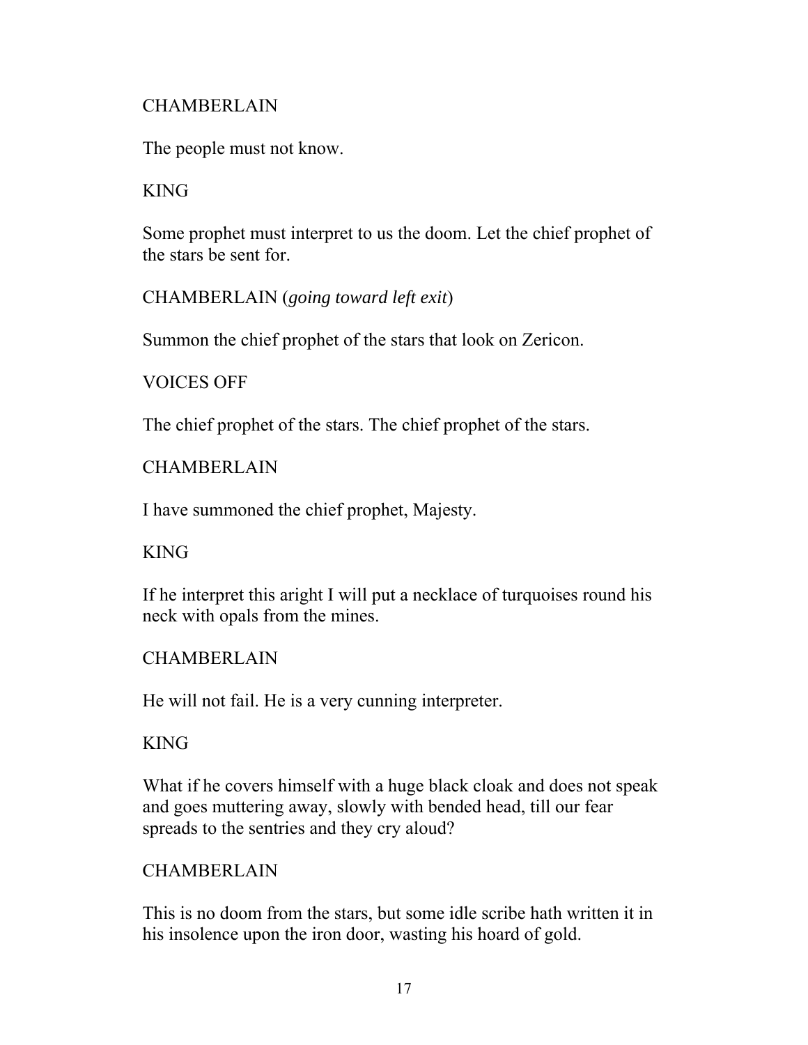CHAMBERLAIN

The people must not know.

KING

Some prophet must interpret to us the doom. Let the chief prophet of the stars be sent for.

CHAMBERLAIN (*going toward left exit*)

Summon the chief prophet of the stars that look on Zericon.

VOICES OFF

The chief prophet of the stars. The chief prophet of the stars.

CHAMBERLAIN

I have summoned the chief prophet, Majesty.

KING

If he interpret this aright I will put a necklace of turquoises round his neck with opals from the mines.

CHAMBERLAIN

He will not fail. He is a very cunning interpreter.

KING

What if he covers himself with a huge black cloak and does not speak and goes muttering away, slowly with bended head, till our fear spreads to the sentries and they cry aloud?

CHAMBERLAIN

This is no doom from the stars, but some idle scribe hath written it in his insolence upon the iron door, wasting his hoard of gold.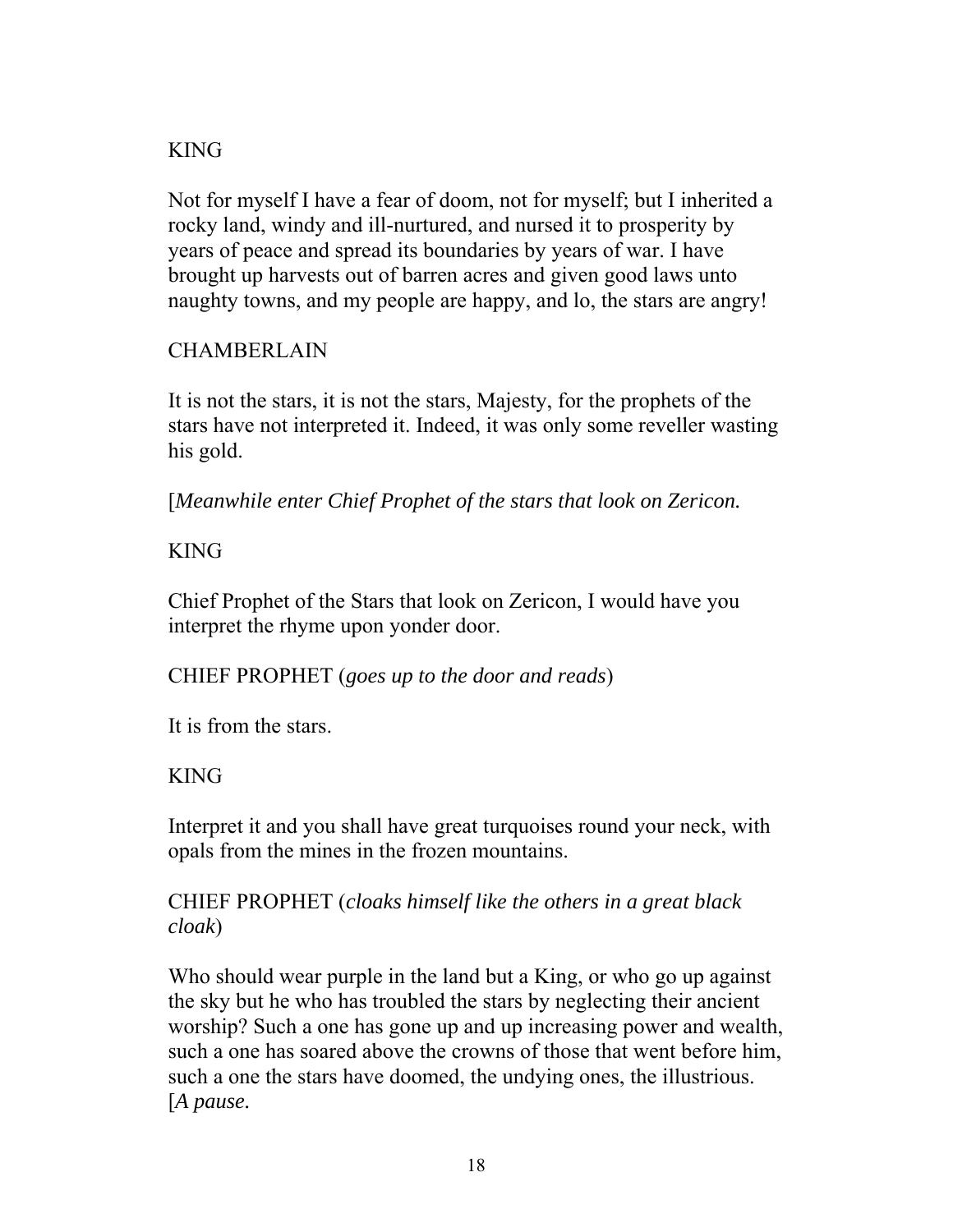KING

Not for myself I have a fear of doom, not for myself; but I inherited a rocky land, windy and ill-nurtured, and nursed it to prosperity by years of peace and spread its boundaries by years of war. I have brought up harvests out of barren acres and given good laws unto naughty towns, and my people are happy, and lo, the stars are angry!

CHAMBERLAIN

It is not the stars, it is not the stars, Majesty, for the prophets of the stars have not interpreted it. Indeed, it was only some reveller wasting his gold.

[*Meanwhile enter Chief Prophet of the stars that look on Zericon.*

KING

Chief Prophet of the Stars that look on Zericon, I would have you interpret the rhyme upon yonder door.

CHIEF PROPHET (*goes up to the door and reads*)

It is from the stars.

KING

Interpret it and you shall have great turquoises round your neck, with opals from the mines in the frozen mountains.

CHIEF PROPHET (*cloaks himself like the others in a great black cloak*)

Who should wear purple in the land but a King, or who go up against the sky but he who has troubled the stars by neglecting their ancient worship? Such a one has gone up and up increasing power and wealth, such a one has soared above the crowns of those that went before him, such a one the stars have doomed, the undying ones, the illustrious.
[*A pause.*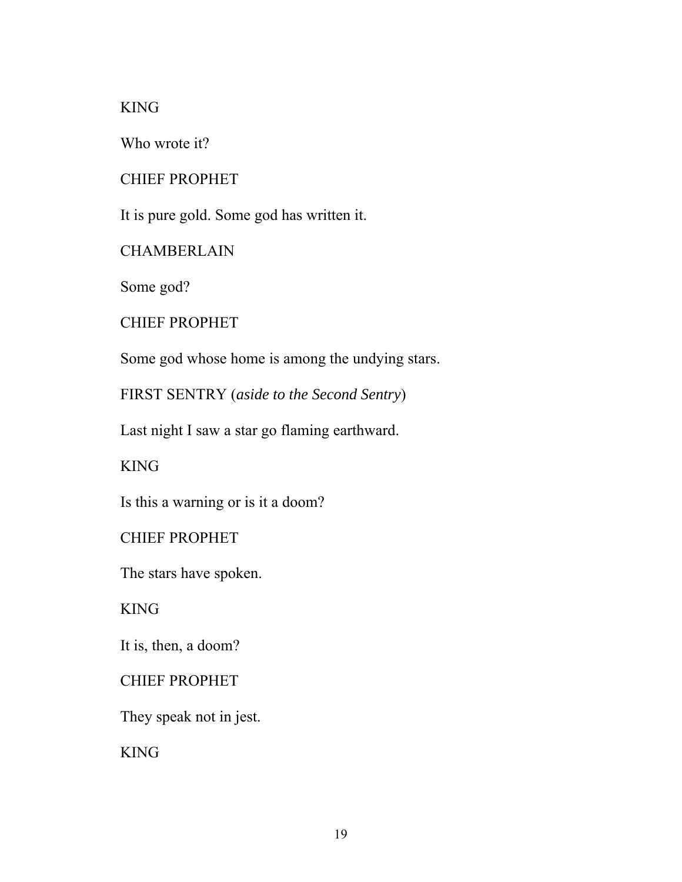KING

Who wrote it?

CHIEF PROPHET

It is pure gold. Some god has written it.

CHAMBERLAIN

Some god?

CHIEF PROPHET

Some god whose home is among the undying stars.

FIRST SENTRY (*aside to the Second Sentry*)

Last night I saw a star go flaming earthward.

KING

Is this a warning or is it a doom?

CHIEF PROPHET

The stars have spoken.

KING

It is, then, a doom?

CHIEF PROPHET

They speak not in jest.

KING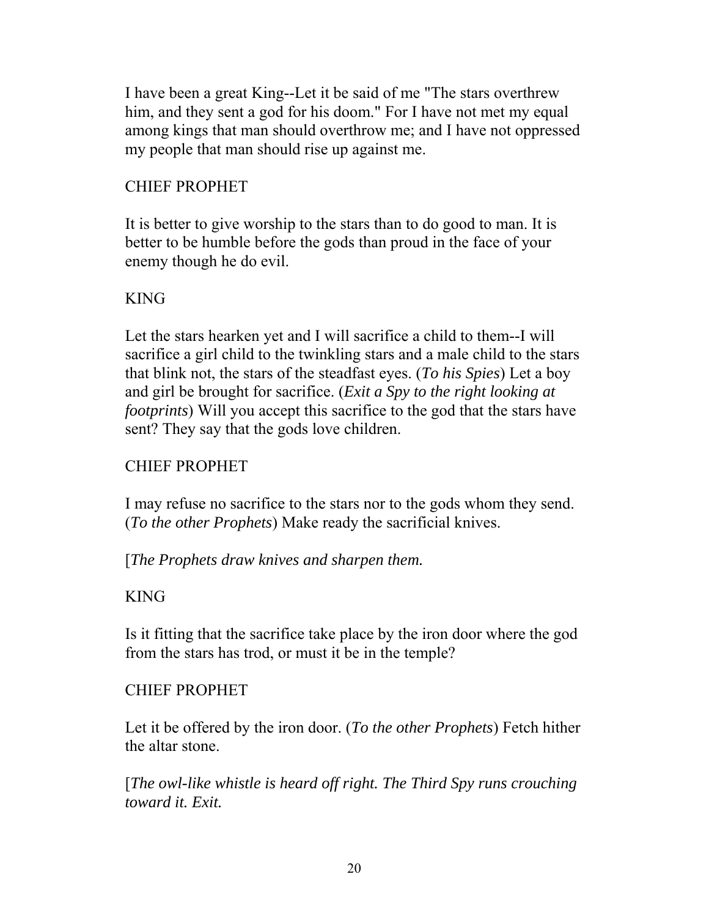I have been a great King--Let it be said of me "The stars overthrew him, and they sent a god for his doom." For I have not met my equal among kings that man should overthrow me; and I have not oppressed my people that man should rise up against me.

CHIEF PROPHET

It is better to give worship to the stars than to do good to man. It is better to be humble before the gods than proud in the face of your enemy though he do evil.

KING

Let the stars hearken yet and I will sacrifice a child to them--I will sacrifice a girl child to the twinkling stars and a male child to the stars that blink not, the stars of the steadfast eyes. (*To his Spies*) Let a boy and girl be brought for sacrifice. (*Exit a Spy to the right looking at footprints*) Will you accept this sacrifice to the god that the stars have sent? They say that the gods love children.

CHIEF PROPHET

I may refuse no sacrifice to the stars nor to the gods whom they send. (*To the other Prophets*) Make ready the sacrificial knives.

[*The Prophets draw knives and sharpen them.*

KING

Is it fitting that the sacrifice take place by the iron door where the god from the stars has trod, or must it be in the temple?

CHIEF PROPHET

Let it be offered by the iron door. (*To the other Prophets*) Fetch hither the altar stone.

[*The owl-like whistle is heard off right. The Third Spy runs crouching toward it. Exit.*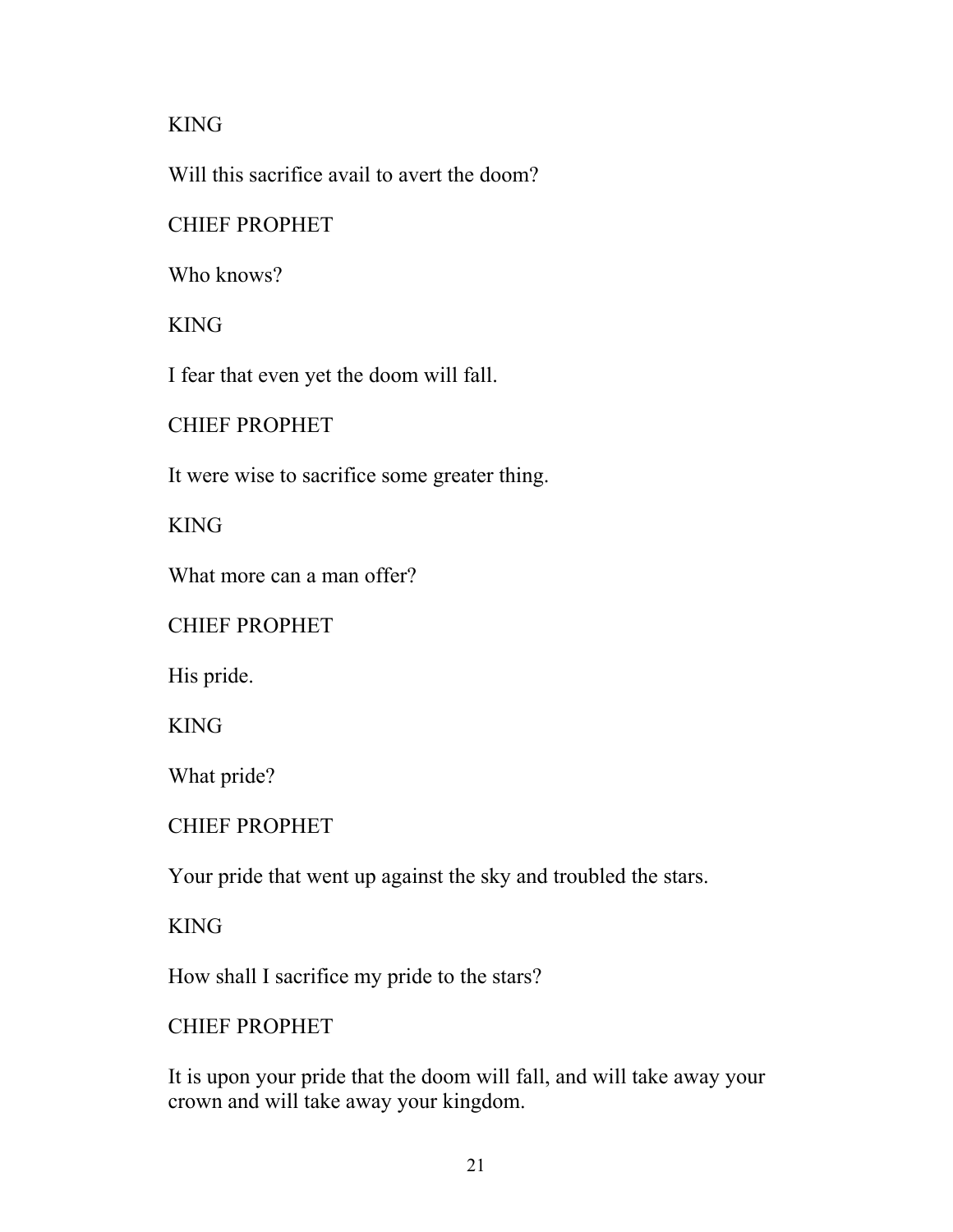KING

Will this sacrifice avail to avert the doom?

CHIEF PROPHET

Who knows?

KING

I fear that even yet the doom will fall.

CHIEF PROPHET

It were wise to sacrifice some greater thing.

KING

What more can a man offer?

CHIEF PROPHET

His pride.

KING

What pride?

CHIEF PROPHET

Your pride that went up against the sky and troubled the stars.

KING

How shall I sacrifice my pride to the stars?

CHIEF PROPHET

It is upon your pride that the doom will fall, and will take away your crown and will take away your kingdom.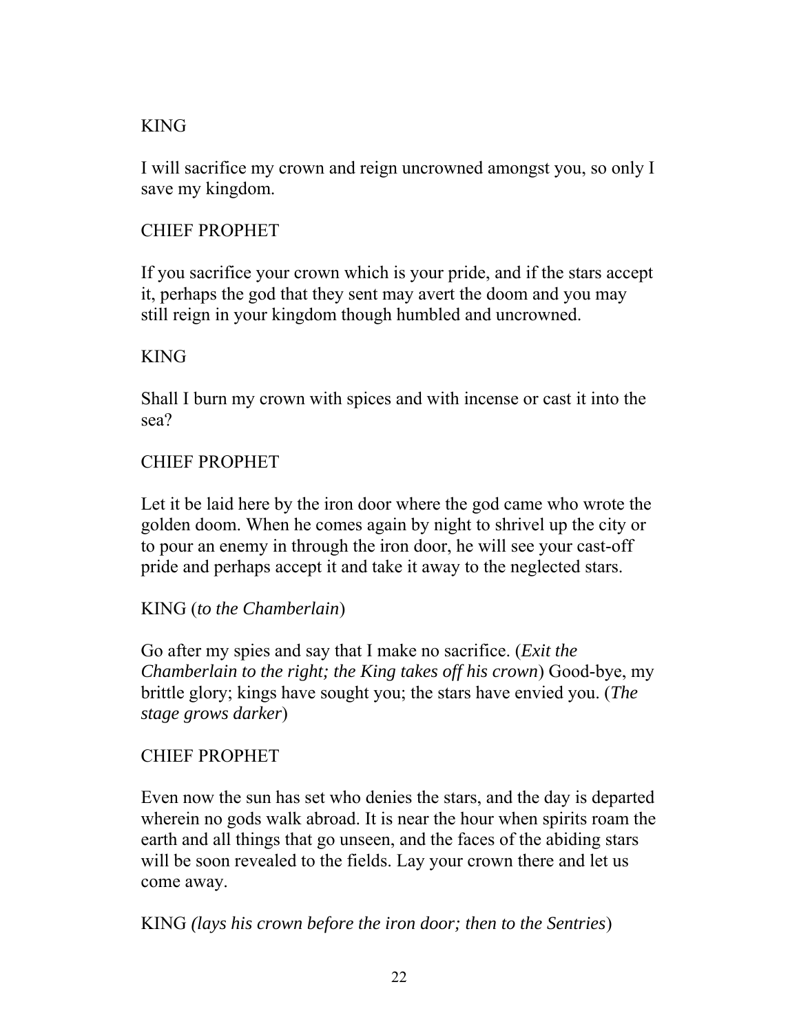KING

I will sacrifice my crown and reign uncrowned amongst you, so only I save my kingdom.

CHIEF PROPHET

If you sacrifice your crown which is your pride, and if the stars accept it, perhaps the god that they sent may avert the doom and you may still reign in your kingdom though humbled and uncrowned.

KING

Shall I burn my crown with spices and with incense or cast it into the sea?

CHIEF PROPHET

Let it be laid here by the iron door where the god came who wrote the golden doom. When he comes again by night to shrivel up the city or to pour an enemy in through the iron door, he will see your cast-off pride and perhaps accept it and take it away to the neglected stars.

KING (*to the Chamberlain*)

Go after my spies and say that I make no sacrifice. (*Exit the Chamberlain to the right; the King takes off his crown*) Good-bye, my brittle glory; kings have sought you; the stars have envied you. (*The stage grows darker*)

CHIEF PROPHET

Even now the sun has set who denies the stars, and the day is departed wherein no gods walk abroad. It is near the hour when spirits roam the earth and all things that go unseen, and the faces of the abiding stars will be soon revealed to the fields. Lay your crown there and let us come away.

KING *(lays his crown before the iron door; then to the Sentries*)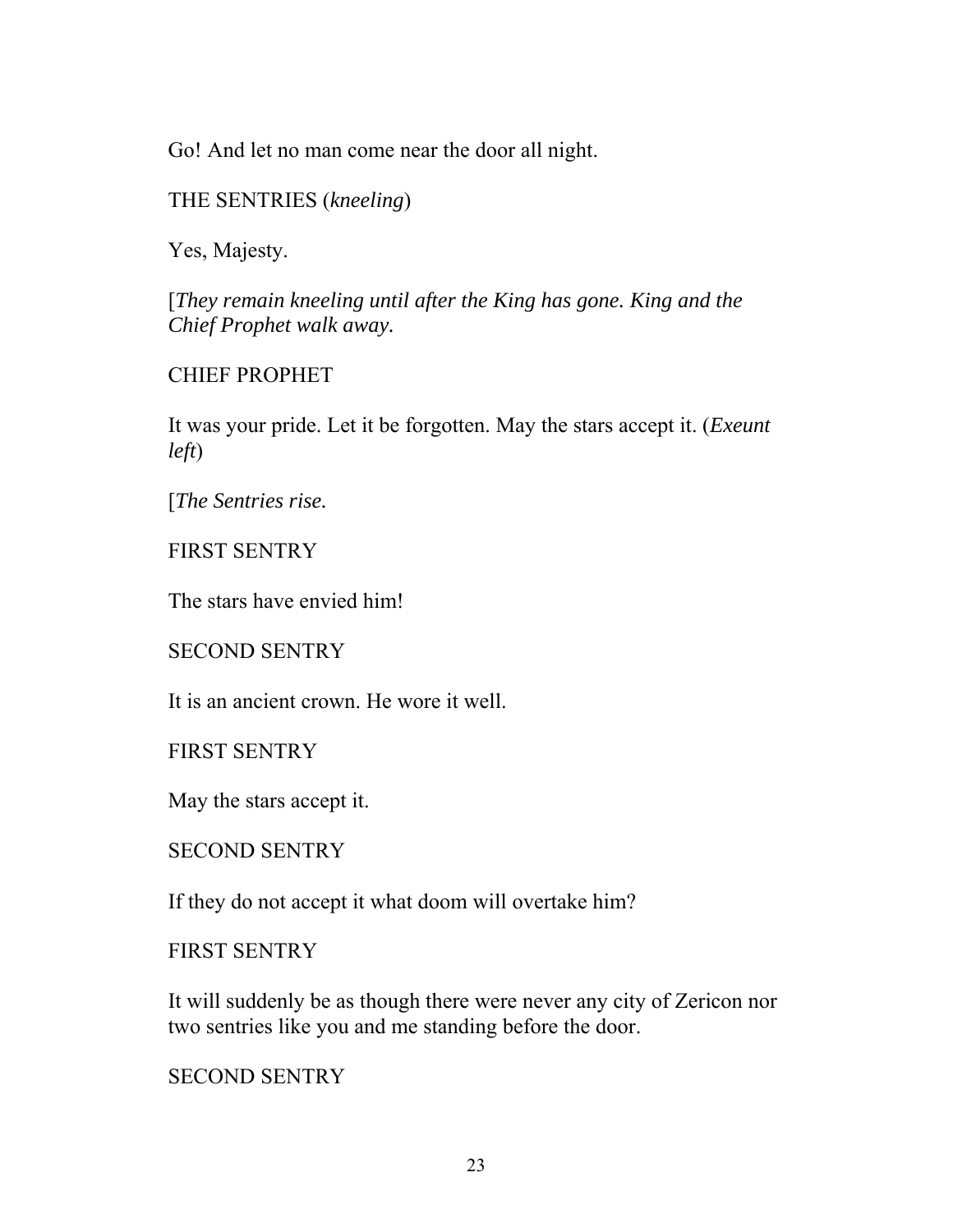Go! And let no man come near the door all night.

THE SENTRIES (*kneeling*)

Yes, Majesty.

[*They remain kneeling until after the King has gone. King and the Chief Prophet walk away.*

CHIEF PROPHET

It was your pride. Let it be forgotten. May the stars accept it. (*Exeunt left*)

[*The Sentries rise.*

FIRST SENTRY

The stars have envied him!

SECOND SENTRY

It is an ancient crown. He wore it well.

FIRST SENTRY

May the stars accept it.

SECOND SENTRY

If they do not accept it what doom will overtake him?

FIRST SENTRY

It will suddenly be as though there were never any city of Zericon nor two sentries like you and me standing before the door.

SECOND SENTRY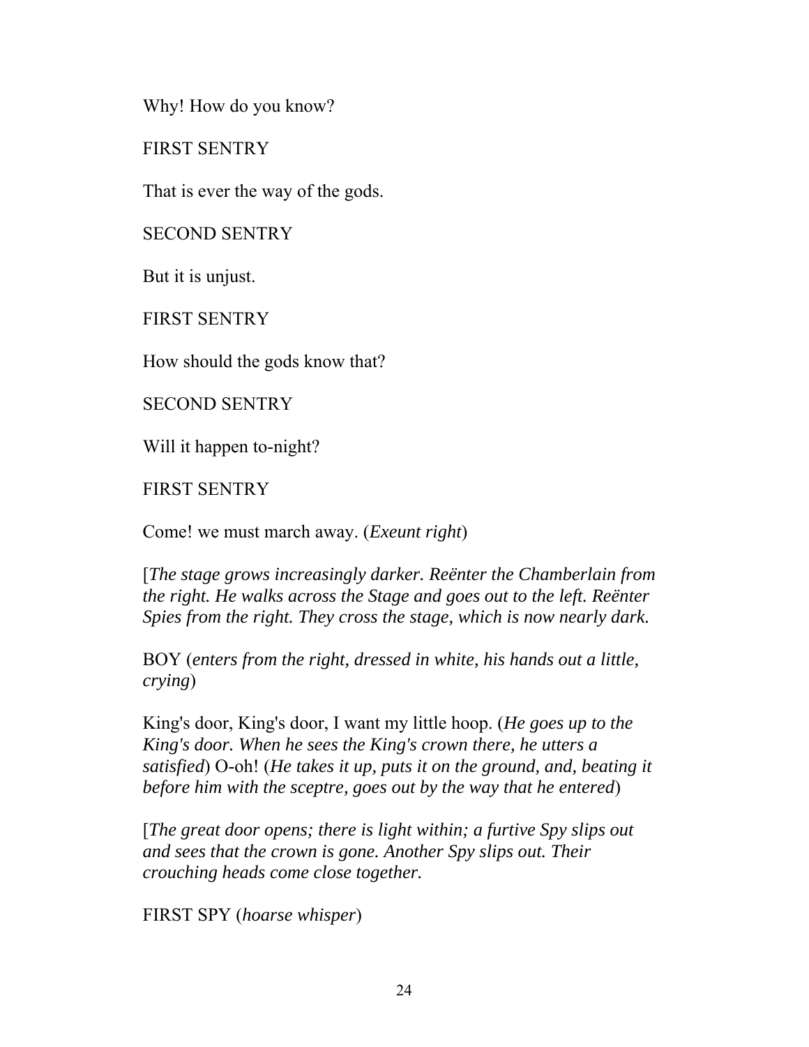Why! How do you know?

FIRST SENTRY

That is ever the way of the gods.

SECOND SENTRY

But it is unjust.

FIRST SENTRY

How should the gods know that?

SECOND SENTRY

Will it happen to-night?

FIRST SENTRY

Come! we must march away. (*Exeunt right*)

[*The stage grows increasingly darker. Reënter the Chamberlain from the right. He walks across the Stage and goes out to the left. Reënter Spies from the right. They cross the stage, which is now nearly dark.*

BOY (*enters from the right, dressed in white, his hands out a little, crying*)

King's door, King's door, I want my little hoop. (*He goes up to the King's door. When he sees the King's crown there, he utters a satisfied*) O-oh! (*He takes it up, puts it on the ground, and, beating it before him with the sceptre, goes out by the way that he entered*)

[*The great door opens; there is light within; a furtive Spy slips out and sees that the crown is gone. Another Spy slips out. Their crouching heads come close together.*

FIRST SPY (*hoarse whisper*)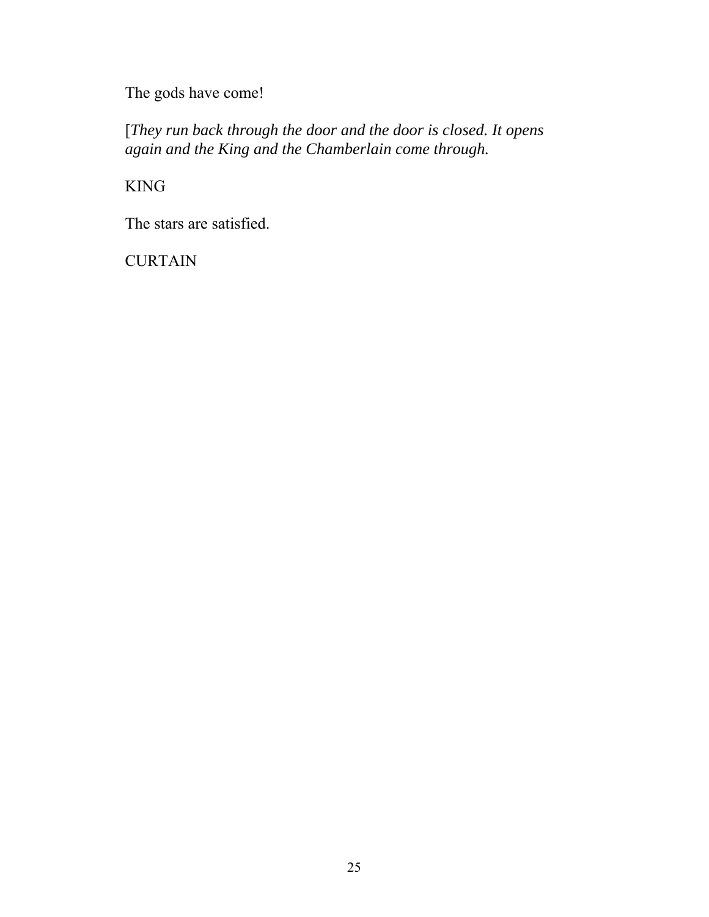The gods have come!

[*They run back through the door and the door is closed. It opens again and the King and the Chamberlain come through.*

KING

The stars are satisfied.

CURTAIN